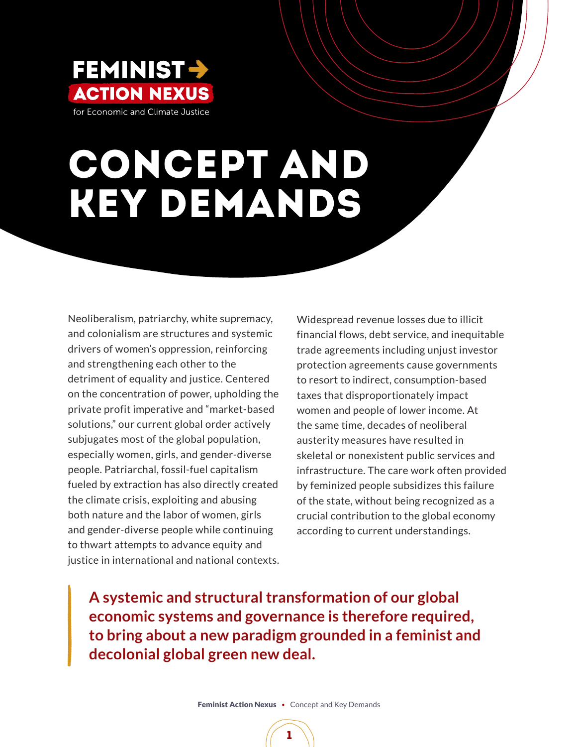FEMINIST ACTION NEXUS
for Economic and Climate Justice

# CONCEPT AND KEY DEMANDS

Neoliberalism, patriarchy, white supremacy, and colonialism are structures and systemic drivers of women's oppression, reinforcing and strengthening each other to the detriment of equality and justice. Centered on the concentration of power, upholding the private profit imperative and "market-based solutions," our current global order actively subjugates most of the global population, especially women, girls, and gender-diverse people. Patriarchal, fossil-fuel capitalism fueled by extraction has also directly created the climate crisis, exploiting and abusing both nature and the labor of women, girls and gender-diverse people while continuing to thwart attempts to advance equity and justice in international and national contexts.

Widespread revenue losses due to illicit financial flows, debt service, and inequitable trade agreements including unjust investor protection agreements cause governments to resort to indirect, consumption-based taxes that disproportionately impact women and people of lower income. At the same time, decades of neoliberal austerity measures have resulted in skeletal or nonexistent public services and infrastructure. The care work often provided by feminized people subsidizes this failure of the state, without being recognized as a crucial contribution to the global economy according to current understandings.

**A systemic and structural transformation of our global economic systems and governance is therefore required, to bring about a new paradigm grounded in a feminist and decolonial global green new deal.**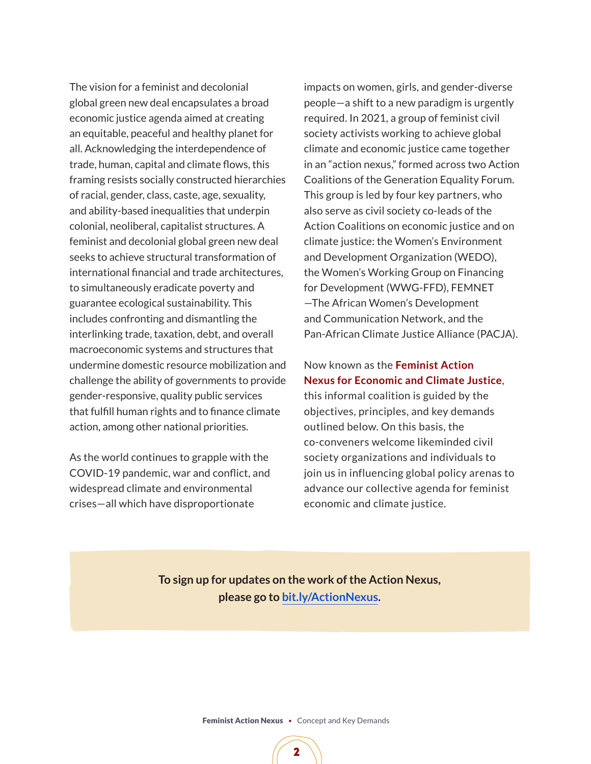The vision for a feminist and decolonial global green new deal encapsulates a broad economic justice agenda aimed at creating an equitable, peaceful and healthy planet for all. Acknowledging the interdependence of trade, human, capital and climate flows, this framing resists socially constructed hierarchies of racial, gender, class, caste, age, sexuality, and ability-based inequalities that underpin colonial, neoliberal, capitalist structures. A feminist and decolonial global green new deal seeks to achieve structural transformation of international financial and trade architectures, to simultaneously eradicate poverty and guarantee ecological sustainability. This includes confronting and dismantling the interlinking trade, taxation, debt, and overall macroeconomic systems and structures that undermine domestic resource mobilization and challenge the ability of governments to provide gender-responsive, quality public services that fulfill human rights and to finance climate action, among other national priorities.

As the world continues to grapple with the COVID-19 pandemic, war and conflict, and widespread climate and environmental crises—all which have disproportionate impacts on women, girls, and gender-diverse people—a shift to a new paradigm is urgently required. In 2021, a group of feminist civil society activists working to achieve global climate and economic justice came together in an "action nexus," formed across two Action Coalitions of the Generation Equality Forum. This group is led by four key partners, who also serve as civil society co-leads of the Action Coalitions on economic justice and on climate justice: the Women's Environment and Development Organization (WEDO), the Women's Working Group on Financing for Development (WWG-FFD), FEMNET—The African Women's Development and Communication Network, and the Pan-African Climate Justice Alliance (PACJA).

Now known as the **Feminist Action Nexus for Economic and Climate Justice**, this informal coalition is guided by the objectives, principles, and key demands outlined below. On this basis, the co-conveners welcome likeminded civil society organizations and individuals to join us in influencing global policy arenas to advance our collective agenda for feminist economic and climate justice.

**To sign up for updates on the work of the Action Nexus, please go to bit.ly/ActionNexus.**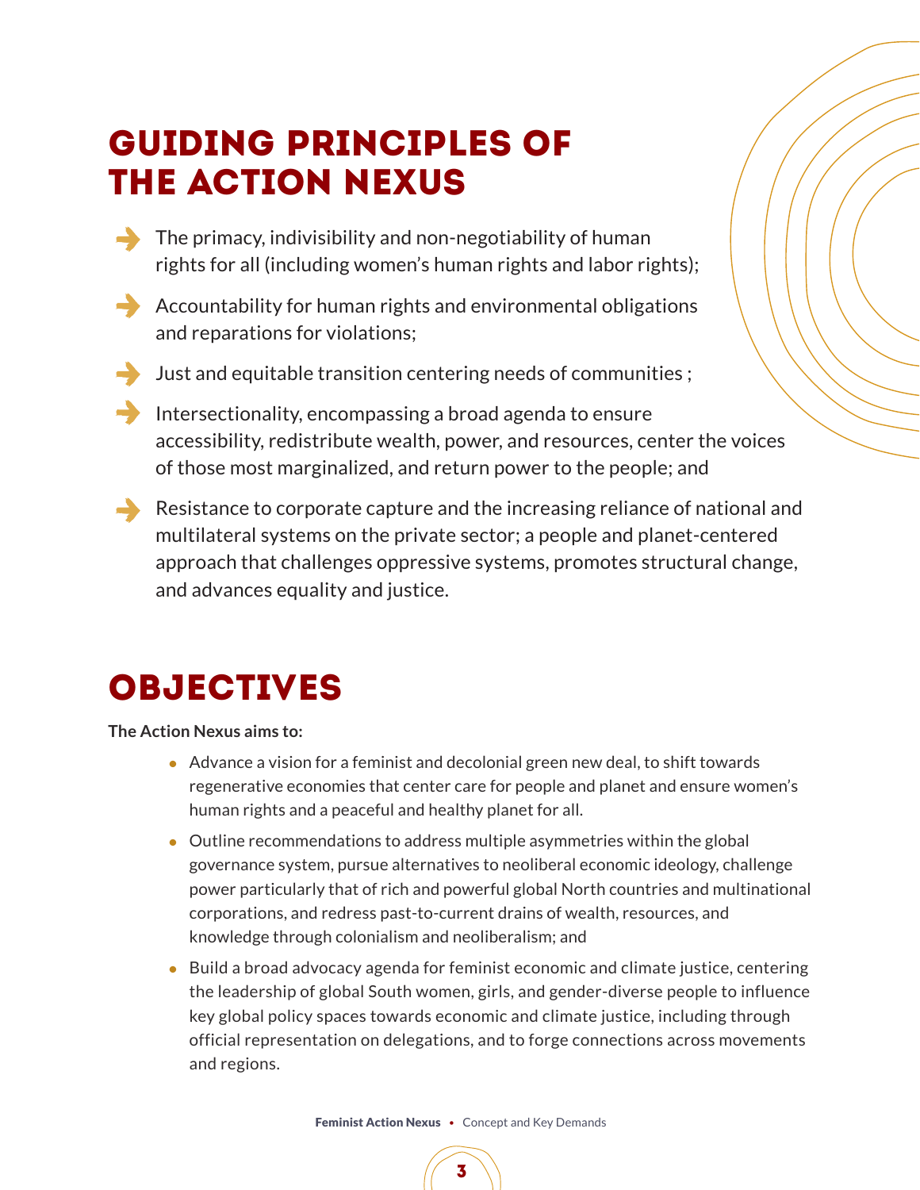## Guiding Principles of the Action Nexus

- The primacy, indivisibility and non-negotiability of human rights for all (including women's human rights and labor rights);
- Accountability for human rights and environmental obligations and reparations for violations;
- Just and equitable transition centering needs of communities ;
- Intersectionality, encompassing a broad agenda to ensure accessibility, redistribute wealth, power, and resources, center the voices of those most marginalized, and return power to the people; and
- Resistance to corporate capture and the increasing reliance of national and multilateral systems on the private sector; a people and planet-centered approach that challenges oppressive systems, promotes structural change, and advances equality and justice.

## Objectives

**The Action Nexus aims to:**

- Advance a vision for a feminist and decolonial green new deal, to shift towards regenerative economies that center care for people and planet and ensure women's human rights and a peaceful and healthy planet for all.
- Outline recommendations to address multiple asymmetries within the global governance system, pursue alternatives to neoliberal economic ideology, challenge power particularly that of rich and powerful global North countries and multinational corporations, and redress past-to-current drains of wealth, resources, and knowledge through colonialism and neoliberalism; and
- Build a broad advocacy agenda for feminist economic and climate justice, centering the leadership of global South women, girls, and gender-diverse people to influence key global policy spaces towards economic and climate justice, including through official representation on delegations, and to forge connections across movements and regions.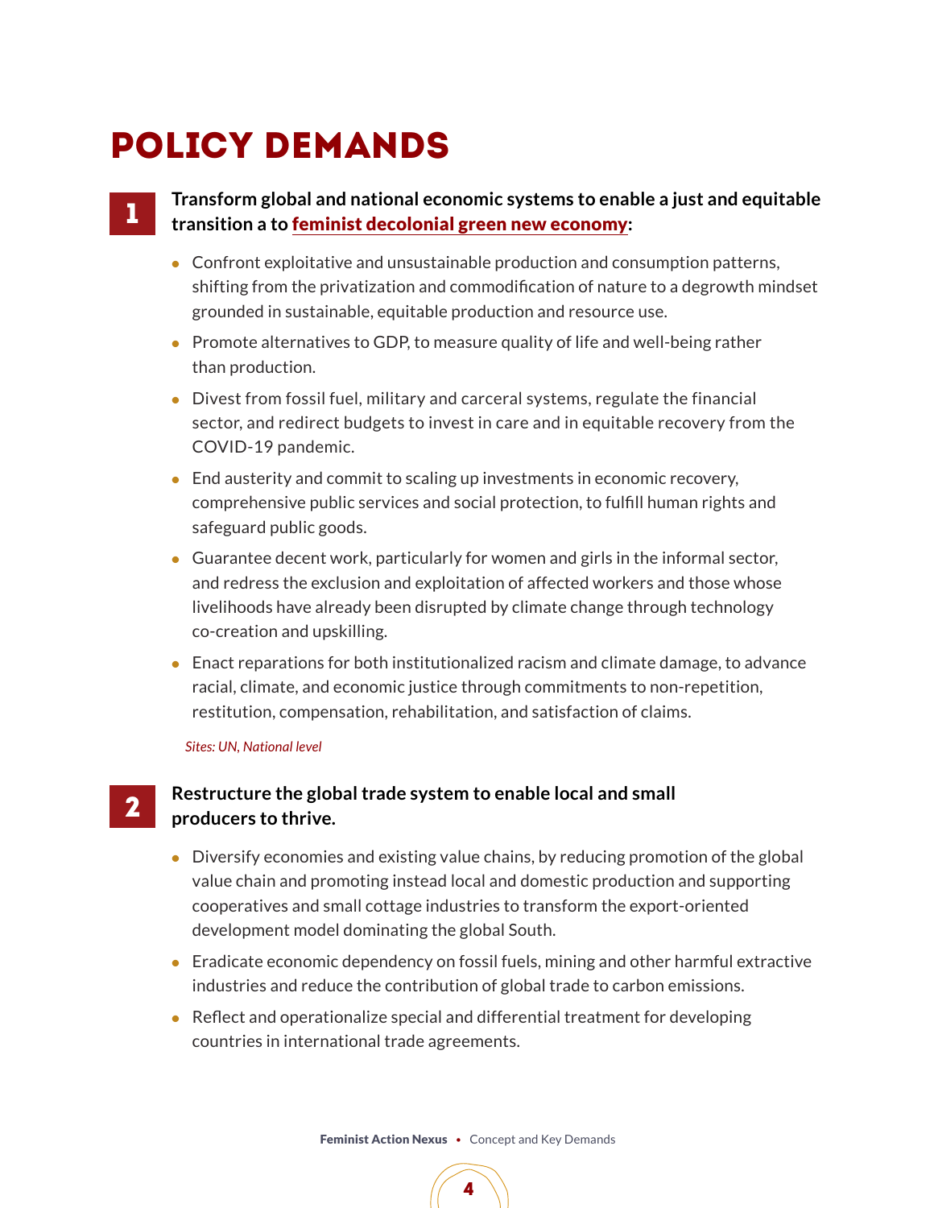# POLICY DEMANDS

**1. Transform global and national economic systems to enable a just and equitable transition a to feminist decolonial green new economy:**

- Confront exploitative and unsustainable production and consumption patterns, shifting from the privatization and commodification of nature to a degrowth mindset grounded in sustainable, equitable production and resource use.
- Promote alternatives to GDP, to measure quality of life and well-being rather than production.
- Divest from fossil fuel, military and carceral systems, regulate the financial sector, and redirect budgets to invest in care and in equitable recovery from the COVID-19 pandemic.
- End austerity and commit to scaling up investments in economic recovery, comprehensive public services and social protection, to fulfill human rights and safeguard public goods.
- Guarantee decent work, particularly for women and girls in the informal sector, and redress the exclusion and exploitation of affected workers and those whose livelihoods have already been disrupted by climate change through technology co-creation and upskilling.
- Enact reparations for both institutionalized racism and climate damage, to advance racial, climate, and economic justice through commitments to non-repetition, restitution, compensation, rehabilitation, and satisfaction of claims.

*Sites: UN, National level*

**2. Restructure the global trade system to enable local and small producers to thrive.**

- Diversify economies and existing value chains, by reducing promotion of the global value chain and promoting instead local and domestic production and supporting cooperatives and small cottage industries to transform the export-oriented development model dominating the global South.
- Eradicate economic dependency on fossil fuels, mining and other harmful extractive industries and reduce the contribution of global trade to carbon emissions.
- Reflect and operationalize special and differential treatment for developing countries in international trade agreements.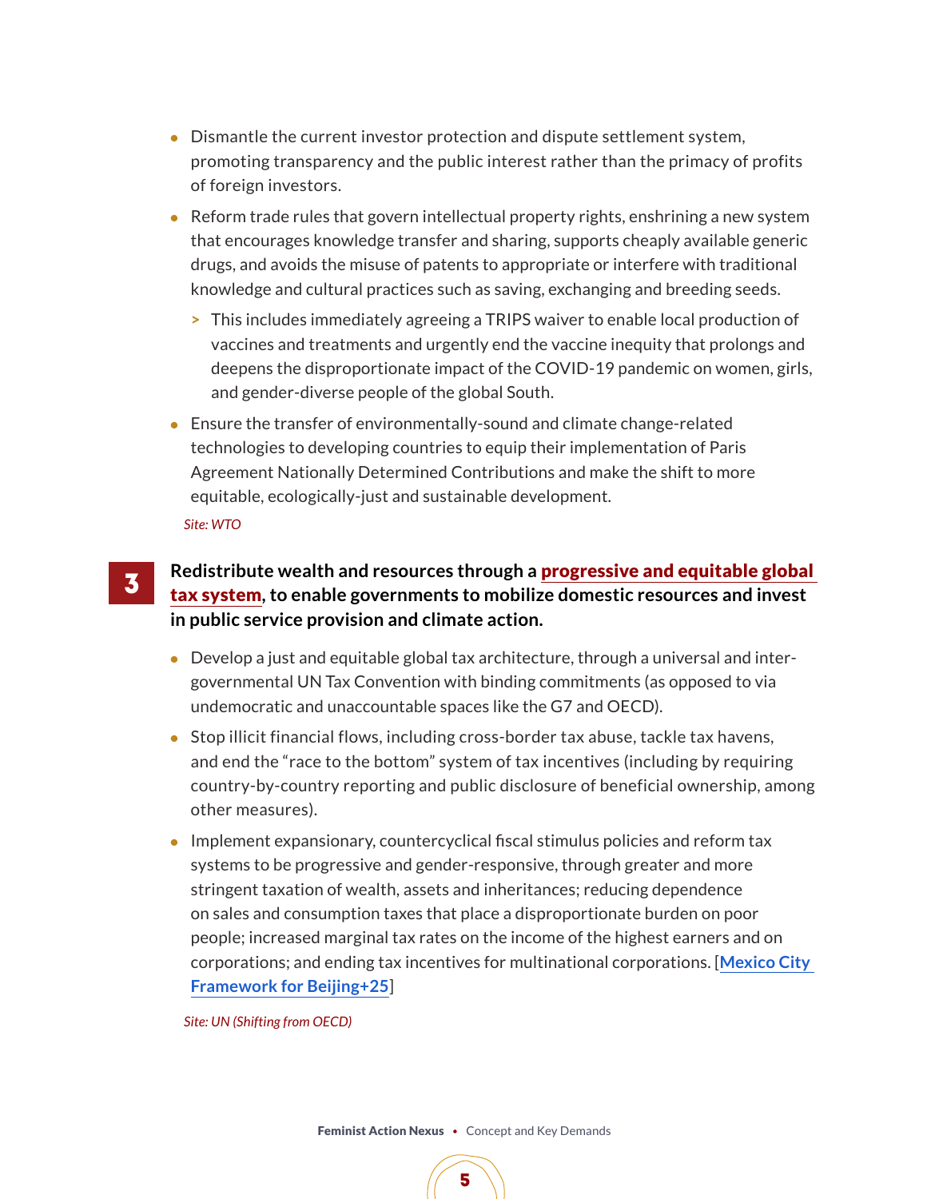- Dismantle the current investor protection and dispute settlement system, promoting transparency and the public interest rather than the primacy of profits of foreign investors.
- Reform trade rules that govern intellectual property rights, enshrining a new system that encourages knowledge transfer and sharing, supports cheaply available generic drugs, and avoids the misuse of patents to appropriate or interfere with traditional knowledge and cultural practices such as saving, exchanging and breeding seeds.
  - This includes immediately agreeing a TRIPS waiver to enable local production of vaccines and treatments and urgently end the vaccine inequity that prolongs and deepens the disproportionate impact of the COVID-19 pandemic on women, girls, and gender-diverse people of the global South.
- Ensure the transfer of environmentally-sound and climate change-related technologies to developing countries to equip their implementation of Paris Agreement Nationally Determined Contributions and make the shift to more equitable, ecologically-just and sustainable development.

*Site: WTO*

## 3 Redistribute wealth and resources through a progressive and equitable global tax system, to enable governments to mobilize domestic resources and invest in public service provision and climate action.

- Develop a just and equitable global tax architecture, through a universal and inter-governmental UN Tax Convention with binding commitments (as opposed to via undemocratic and unaccountable spaces like the G7 and OECD).
- Stop illicit financial flows, including cross-border tax abuse, tackle tax havens, and end the "race to the bottom" system of tax incentives (including by requiring country-by-country reporting and public disclosure of beneficial ownership, among other measures).
- Implement expansionary, countercyclical fiscal stimulus policies and reform tax systems to be progressive and gender-responsive, through greater and more stringent taxation of wealth, assets and inheritances; reducing dependence on sales and consumption taxes that place a disproportionate burden on poor people; increased marginal tax rates on the income of the highest earners and on corporations; and ending tax incentives for multinational corporations. [**Mexico City Framework for Beijing+25**]

*Site: UN (Shifting from OECD)*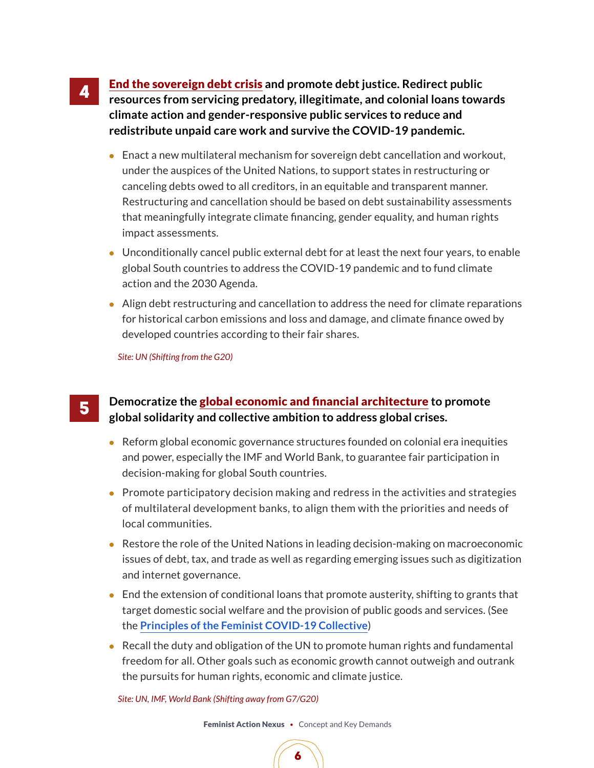**4** **End the sovereign debt crisis and promote debt justice. Redirect public resources from servicing predatory, illegitimate, and colonial loans towards climate action and gender-responsive public services to reduce and redistribute unpaid care work and survive the COVID-19 pandemic.**

- Enact a new multilateral mechanism for sovereign debt cancellation and workout, under the auspices of the United Nations, to support states in restructuring or canceling debts owed to all creditors, in an equitable and transparent manner. Restructuring and cancellation should be based on debt sustainability assessments that meaningfully integrate climate financing, gender equality, and human rights impact assessments.
- Unconditionally cancel public external debt for at least the next four years, to enable global South countries to address the COVID-19 pandemic and to fund climate action and the 2030 Agenda.
- Align debt restructuring and cancellation to address the need for climate reparations for historical carbon emissions and loss and damage, and climate finance owed by developed countries according to their fair shares.

*Site: UN (Shifting from the G20)*

**5** **Democratize the global economic and financial architecture to promote global solidarity and collective ambition to address global crises.**

- Reform global economic governance structures founded on colonial era inequities and power, especially the IMF and World Bank, to guarantee fair participation in decision-making for global South countries.
- Promote participatory decision making and redress in the activities and strategies of multilateral development banks, to align them with the priorities and needs of local communities.
- Restore the role of the United Nations in leading decision-making on macroeconomic issues of debt, tax, and trade as well as regarding emerging issues such as digitization and internet governance.
- End the extension of conditional loans that promote austerity, shifting to grants that target domestic social welfare and the provision of public goods and services. (See the **Principles of the Feminist COVID-19 Collective**)
- Recall the duty and obligation of the UN to promote human rights and fundamental freedom for all. Other goals such as economic growth cannot outweigh and outrank the pursuits for human rights, economic and climate justice.

*Site: UN, IMF, World Bank (Shifting away from G7/G20)*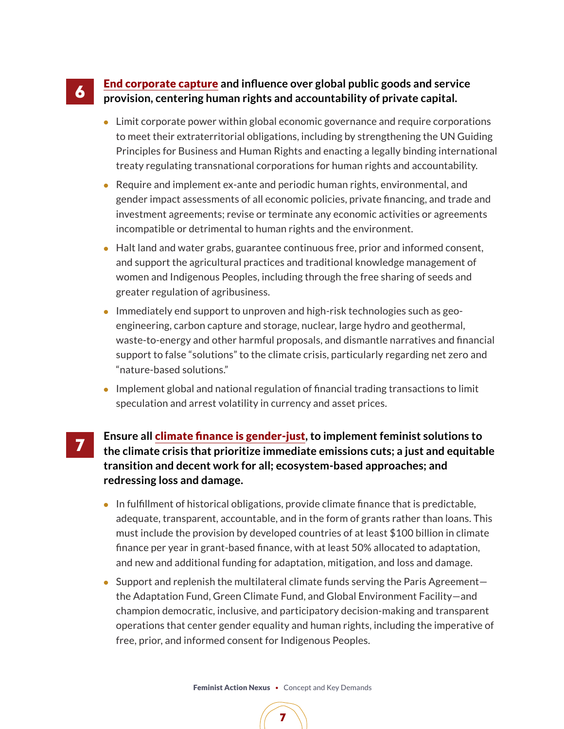6. **End corporate capture and influence over global public goods and service provision, centering human rights and accountability of private capital.**

   - Limit corporate power within global economic governance and require corporations to meet their extraterritorial obligations, including by strengthening the UN Guiding Principles for Business and Human Rights and enacting a legally binding international treaty regulating transnational corporations for human rights and accountability.
   - Require and implement ex-ante and periodic human rights, environmental, and gender impact assessments of all economic policies, private financing, and trade and investment agreements; revise or terminate any economic activities or agreements incompatible or detrimental to human rights and the environment.
   - Halt land and water grabs, guarantee continuous free, prior and informed consent, and support the agricultural practices and traditional knowledge management of women and Indigenous Peoples, including through the free sharing of seeds and greater regulation of agribusiness.
   - Immediately end support to unproven and high-risk technologies such as geo-engineering, carbon capture and storage, nuclear, large hydro and geothermal, waste-to-energy and other harmful proposals, and dismantle narratives and financial support to false "solutions" to the climate crisis, particularly regarding net zero and "nature-based solutions."
   - Implement global and national regulation of financial trading transactions to limit speculation and arrest volatility in currency and asset prices.

7. **Ensure all climate finance is gender-just, to implement feminist solutions to the climate crisis that prioritize immediate emissions cuts; a just and equitable transition and decent work for all; ecosystem-based approaches; and redressing loss and damage.**

   - In fulfillment of historical obligations, provide climate finance that is predictable, adequate, transparent, accountable, and in the form of grants rather than loans. This must include the provision by developed countries of at least $100 billion in climate finance per year in grant-based finance, with at least 50% allocated to adaptation, and new and additional funding for adaptation, mitigation, and loss and damage.
   - Support and replenish the multilateral climate funds serving the Paris Agreement—the Adaptation Fund, Green Climate Fund, and Global Environment Facility—and champion democratic, inclusive, and participatory decision-making and transparent operations that center gender equality and human rights, including the imperative of free, prior, and informed consent for Indigenous Peoples.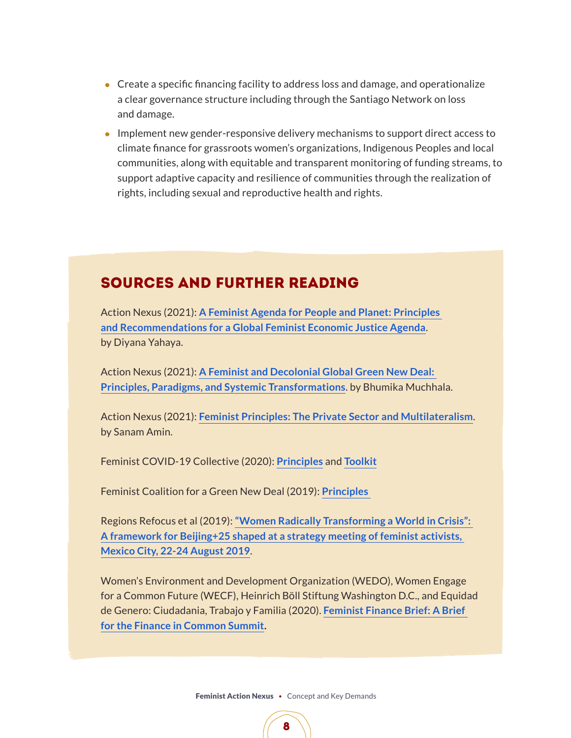- Create a specific financing facility to address loss and damage, and operationalize a clear governance structure including through the Santiago Network on loss and damage.
- Implement new gender-responsive delivery mechanisms to support direct access to climate finance for grassroots women's organizations, Indigenous Peoples and local communities, along with equitable and transparent monitoring of funding streams, to support adaptive capacity and resilience of communities through the realization of rights, including sexual and reproductive health and rights.

## SOURCES AND FURTHER READING

Action Nexus (2021): **A Feminist Agenda for People and Planet: Principles and Recommendations for a Global Feminist Economic Justice Agenda**. by Diyana Yahaya.

Action Nexus (2021): **A Feminist and Decolonial Global Green New Deal: Principles, Paradigms, and Systemic Transformations**. by Bhumika Muchhala.

Action Nexus (2021): **Feminist Principles: The Private Sector and Multilateralism**. by Sanam Amin.

Feminist COVID-19 Collective (2020): **Principles** and **Toolkit**

Feminist Coalition for a Green New Deal (2019): **Principles**

Regions Refocus et al (2019): **"Women Radically Transforming a World in Crisis": A framework for Beijing+25 shaped at a strategy meeting of feminist activists, Mexico City, 22-24 August 2019**.

Women's Environment and Development Organization (WEDO), Women Engage for a Common Future (WECF), Heinrich Böll Stiftung Washington D.C., and Equidad de Genero: Ciudadania, Trabajo y Familia (2020). **Feminist Finance Brief: A Brief for the Finance in Common Summit.**